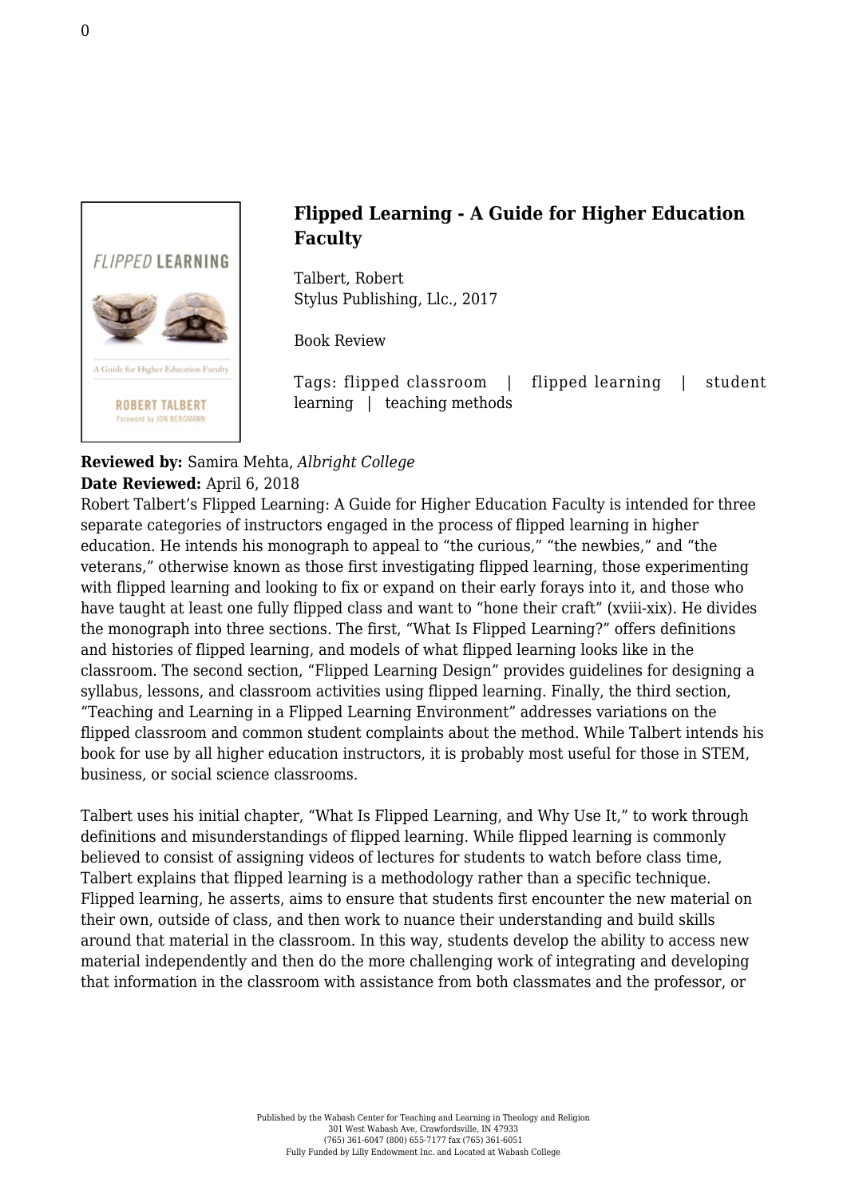## Flipped Learning - A Guide for Higher Education Faculty

Talbert, Robert
Stylus Publishing, Llc., 2017

Book Review

Tags: flipped classroom | flipped learning | student learning | teaching methods

**Reviewed by:** Samira Mehta, *Albright College*
**Date Reviewed:** April 6, 2018

Robert Talbert's Flipped Learning: A Guide for Higher Education Faculty is intended for three separate categories of instructors engaged in the process of flipped learning in higher education. He intends his monograph to appeal to "the curious," "the newbies," and "the veterans," otherwise known as those first investigating flipped learning, those experimenting with flipped learning and looking to fix or expand on their early forays into it, and those who have taught at least one fully flipped class and want to "hone their craft" (xviii-xix). He divides the monograph into three sections. The first, "What Is Flipped Learning?" offers definitions and histories of flipped learning, and models of what flipped learning looks like in the classroom. The second section, "Flipped Learning Design" provides guidelines for designing a syllabus, lessons, and classroom activities using flipped learning. Finally, the third section, "Teaching and Learning in a Flipped Learning Environment" addresses variations on the flipped classroom and common student complaints about the method. While Talbert intends his book for use by all higher education instructors, it is probably most useful for those in STEM, business, or social science classrooms.

Talbert uses his initial chapter, "What Is Flipped Learning, and Why Use It," to work through definitions and misunderstandings of flipped learning. While flipped learning is commonly believed to consist of assigning videos of lectures for students to watch before class time, Talbert explains that flipped learning is a methodology rather than a specific technique. Flipped learning, he asserts, aims to ensure that students first encounter the new material on their own, outside of class, and then work to nuance their understanding and build skills around that material in the classroom. In this way, students develop the ability to access new material independently and then do the more challenging work of integrating and developing that information in the classroom with assistance from both classmates and the professor, or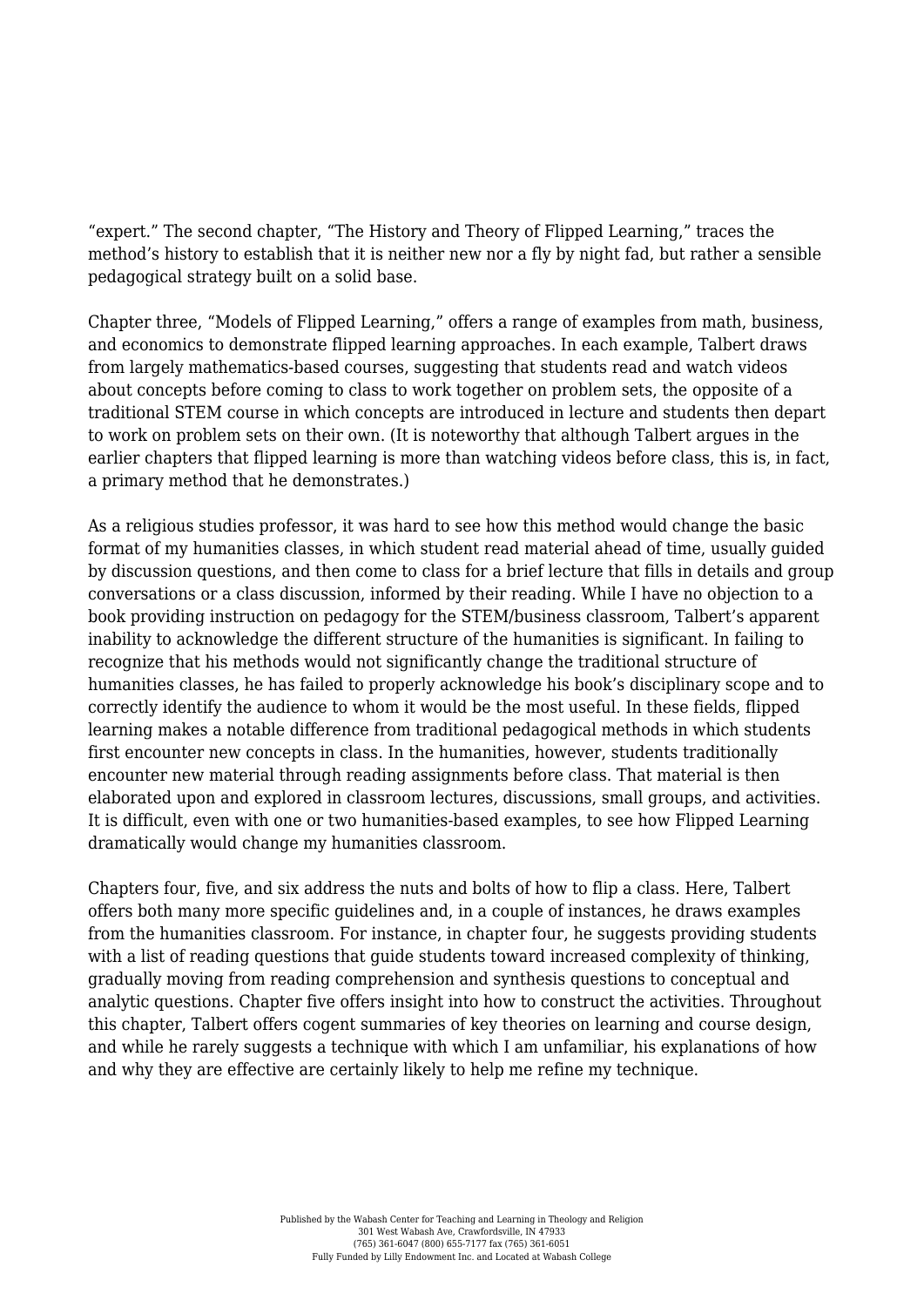"expert." The second chapter, "The History and Theory of Flipped Learning," traces the method's history to establish that it is neither new nor a fly by night fad, but rather a sensible pedagogical strategy built on a solid base.

Chapter three, "Models of Flipped Learning," offers a range of examples from math, business, and economics to demonstrate flipped learning approaches. In each example, Talbert draws from largely mathematics-based courses, suggesting that students read and watch videos about concepts before coming to class to work together on problem sets, the opposite of a traditional STEM course in which concepts are introduced in lecture and students then depart to work on problem sets on their own. (It is noteworthy that although Talbert argues in the earlier chapters that flipped learning is more than watching videos before class, this is, in fact, a primary method that he demonstrates.)

As a religious studies professor, it was hard to see how this method would change the basic format of my humanities classes, in which student read material ahead of time, usually guided by discussion questions, and then come to class for a brief lecture that fills in details and group conversations or a class discussion, informed by their reading. While I have no objection to a book providing instruction on pedagogy for the STEM/business classroom, Talbert's apparent inability to acknowledge the different structure of the humanities is significant. In failing to recognize that his methods would not significantly change the traditional structure of humanities classes, he has failed to properly acknowledge his book's disciplinary scope and to correctly identify the audience to whom it would be the most useful. In these fields, flipped learning makes a notable difference from traditional pedagogical methods in which students first encounter new concepts in class. In the humanities, however, students traditionally encounter new material through reading assignments before class. That material is then elaborated upon and explored in classroom lectures, discussions, small groups, and activities. It is difficult, even with one or two humanities-based examples, to see how Flipped Learning dramatically would change my humanities classroom.

Chapters four, five, and six address the nuts and bolts of how to flip a class. Here, Talbert offers both many more specific guidelines and, in a couple of instances, he draws examples from the humanities classroom. For instance, in chapter four, he suggests providing students with a list of reading questions that guide students toward increased complexity of thinking, gradually moving from reading comprehension and synthesis questions to conceptual and analytic questions. Chapter five offers insight into how to construct the activities. Throughout this chapter, Talbert offers cogent summaries of key theories on learning and course design, and while he rarely suggests a technique with which I am unfamiliar, his explanations of how and why they are effective are certainly likely to help me refine my technique.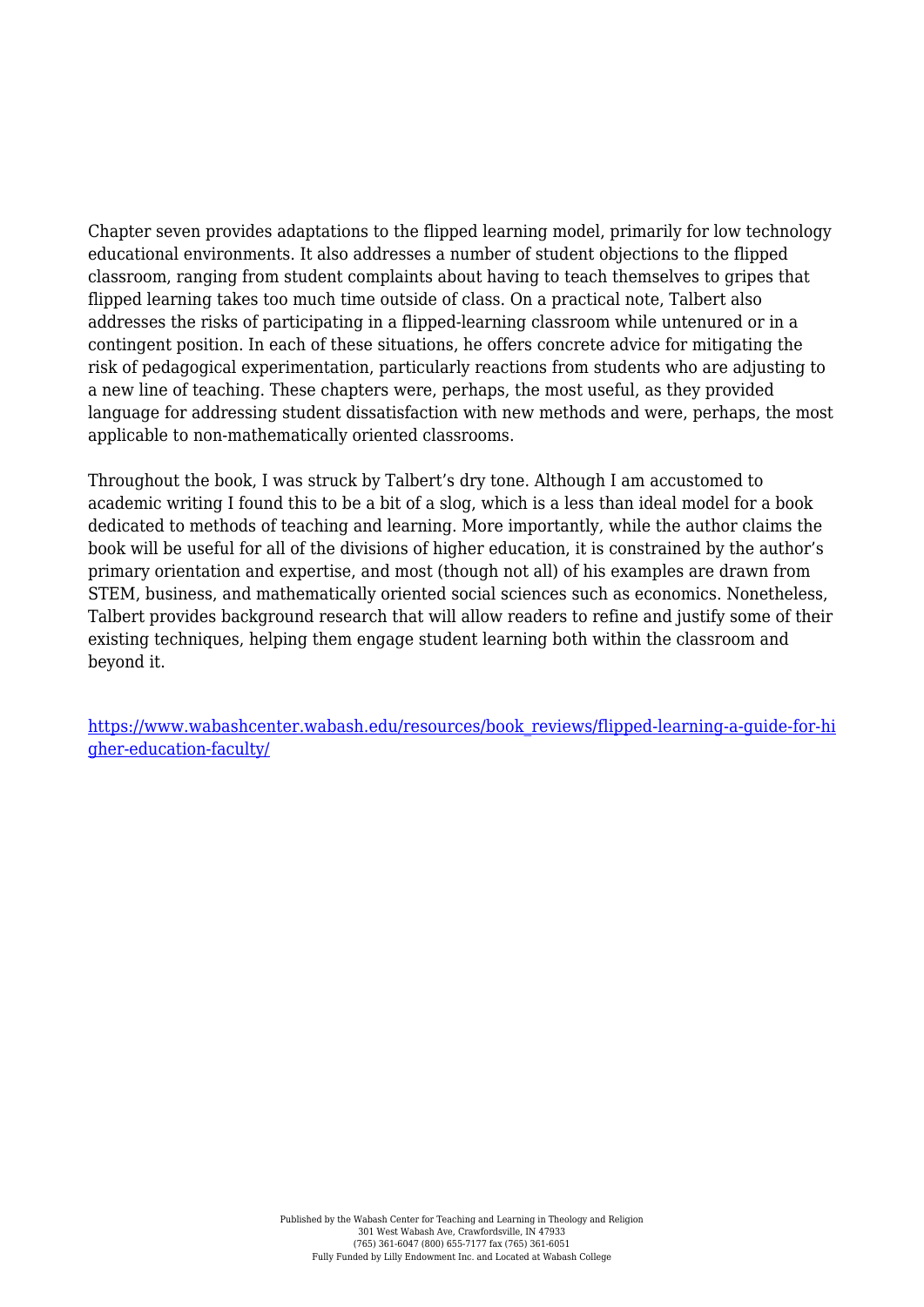Chapter seven provides adaptations to the flipped learning model, primarily for low technology educational environments. It also addresses a number of student objections to the flipped classroom, ranging from student complaints about having to teach themselves to gripes that flipped learning takes too much time outside of class. On a practical note, Talbert also addresses the risks of participating in a flipped-learning classroom while untenured or in a contingent position. In each of these situations, he offers concrete advice for mitigating the risk of pedagogical experimentation, particularly reactions from students who are adjusting to a new line of teaching. These chapters were, perhaps, the most useful, as they provided language for addressing student dissatisfaction with new methods and were, perhaps, the most applicable to non-mathematically oriented classrooms.

Throughout the book, I was struck by Talbert's dry tone. Although I am accustomed to academic writing I found this to be a bit of a slog, which is a less than ideal model for a book dedicated to methods of teaching and learning. More importantly, while the author claims the book will be useful for all of the divisions of higher education, it is constrained by the author's primary orientation and expertise, and most (though not all) of his examples are drawn from STEM, business, and mathematically oriented social sciences such as economics. Nonetheless, Talbert provides background research that will allow readers to refine and justify some of their existing techniques, helping them engage student learning both within the classroom and beyond it.

[https://www.wabashcenter.wabash.edu/resources/book_reviews/flipped-learning-a-guide-for-higher-education-faculty/](https://www.wabashcenter.wabash.edu/resources/book_reviews/flipped-learning-a-guide-for-higher-education-faculty/)

Published by the Wabash Center for Teaching and Learning in Theology and Religion
301 West Wabash Ave, Crawfordsville, IN 47933
(765) 361-6047 (800) 655-7177 fax (765) 361-6051
Fully Funded by Lilly Endowment Inc. and Located at Wabash College